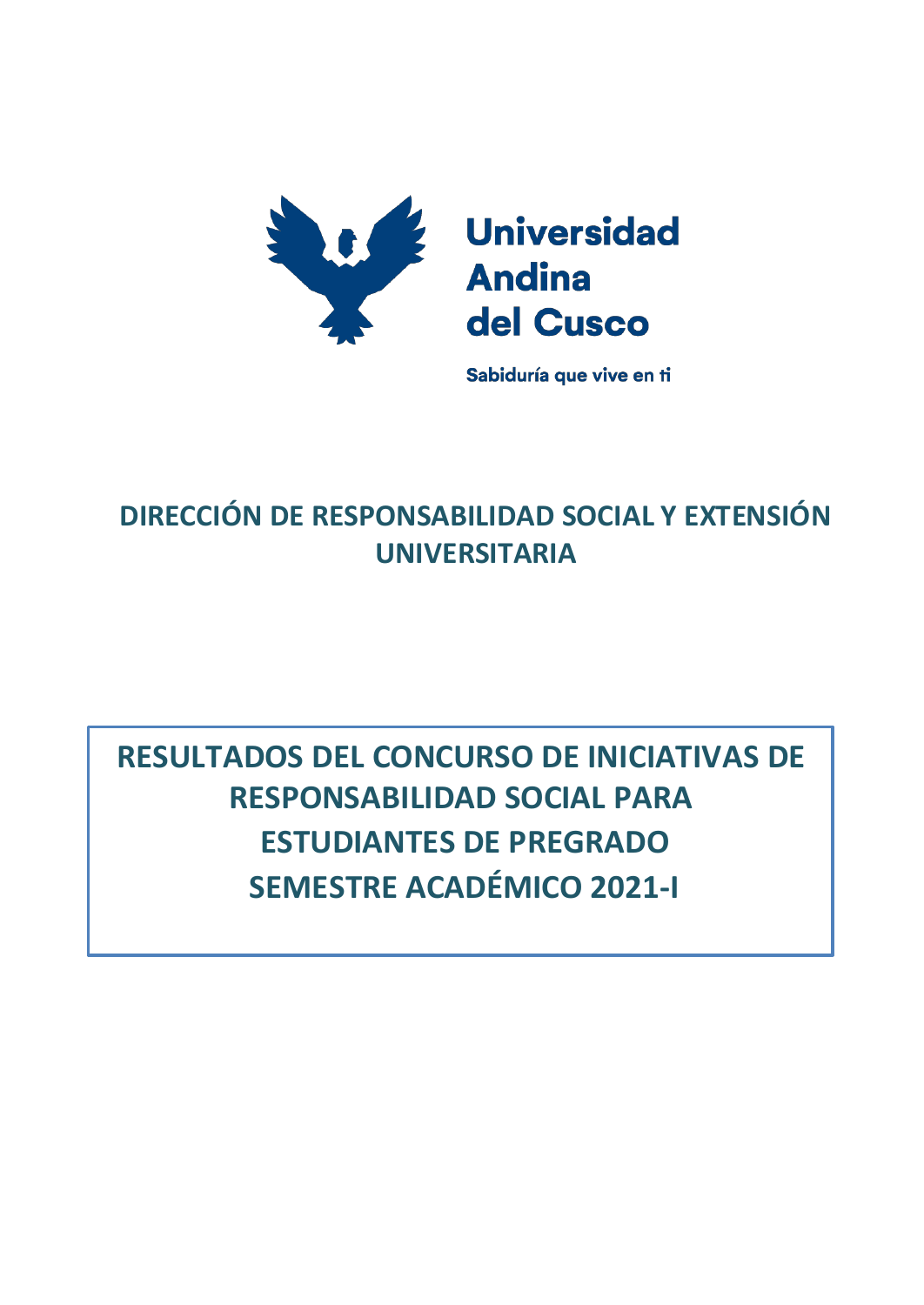Universidad Andina del Cusco

Sabiduría que vive en ti

## DIRECCIÓN DE RESPONSABILIDAD SOCIAL Y EXTENSIÓN UNIVERSITARIA

# RESULTADOS DEL CONCURSO DE INICIATIVAS DE RESPONSABILIDAD SOCIAL PARA ESTUDIANTES DE PREGRADO SEMESTRE ACADÉMICO 2021-I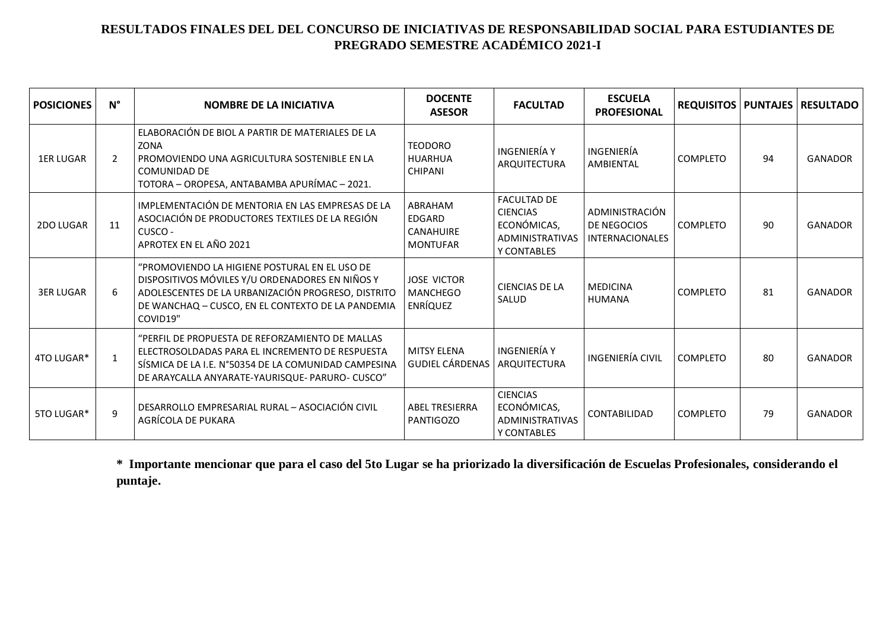# RESULTADOS FINALES DEL DEL CONCURSO DE INICIATIVAS DE RESPONSABILIDAD SOCIAL PARA ESTUDIANTES DE PREGRADO SEMESTRE ACADÉMICO 2021-I

| POSICIONES | N° | NOMBRE DE LA INICIATIVA | DOCENTE ASESOR | FACULTAD | ESCUELA PROFESIONAL | REQUISITOS | PUNTAJES | RESULTADO |
|---|---|---|---|---|---|---|---|---|
| 1ER LUGAR | 2 | ELABORACIÓN DE BIOL A PARTIR DE MATERIALES DE LA ZONA PROMOVIENDO UNA AGRICULTURA SOSTENIBLE EN LA COMUNIDAD DE TOTORA – OROPESA, ANTABAMBA APURÍMAC – 2021. | TEODORO HUARHUA CHIPANI | INGENIERÍA Y ARQUITECTURA | INGENIERÍA AMBIENTAL | COMPLETO | 94 | GANADOR |
| 2DO LUGAR | 11 | IMPLEMENTACIÓN DE MENTORIA EN LAS EMPRESAS DE LA ASOCIACIÓN DE PRODUCTORES TEXTILES DE LA REGIÓN CUSCO - APROTEX EN EL AÑO 2021 | ABRAHAM EDGARD CANAHUIRE MONTUFAR | FACULTAD DE CIENCIAS ECONÓMICAS, ADMINISTRATIVAS Y CONTABLES | ADMINISTRACIÓN DE NEGOCIOS INTERNACIONALES | COMPLETO | 90 | GANADOR |
| 3ER LUGAR | 6 | “PROMOVIENDO LA HIGIENE POSTURAL EN EL USO DE DISPOSITIVOS MÓVILES Y/U ORDENADORES EN NIÑOS Y ADOLESCENTES DE LA URBANIZACIÓN PROGRESO, DISTRITO DE WANCHAQ – CUSCO, EN EL CONTEXTO DE LA PANDEMIA COVID19" | JOSE VICTOR MANCHEGO ENRÍQUEZ | CIENCIAS DE LA SALUD | MEDICINA HUMANA | COMPLETO | 81 | GANADOR |
| 4TO LUGAR* | 1 | “PERFIL DE PROPUESTA DE REFORZAMIENTO DE MALLAS ELECTROSOLDADAS PARA EL INCREMENTO DE RESPUESTA SÍSMICA DE LA I.E. N°50354 DE LA COMUNIDAD CAMPESINA DE ARAYCALLA ANYARATE-YAURISQUE- PARURO- CUSCO” | MITSY ELENA GUDIEL CÁRDENAS | INGENIERÍA Y ARQUITECTURA | INGENIERÍA CIVIL | COMPLETO | 80 | GANADOR |
| 5TO LUGAR* | 9 | DESARROLLO EMPRESARIAL RURAL – ASOCIACIÓN CIVIL AGRÍCOLA DE PUKARA | ABEL TRESIERRA PANTIGOZO | CIENCIAS ECONÓMICAS, ADMINISTRATIVAS Y CONTABLES | CONTABILIDAD | COMPLETO | 79 | GANADOR |

**\* Importante mencionar que para el caso del 5to Lugar se ha priorizado la diversificación de Escuelas Profesionales, considerando el puntaje.**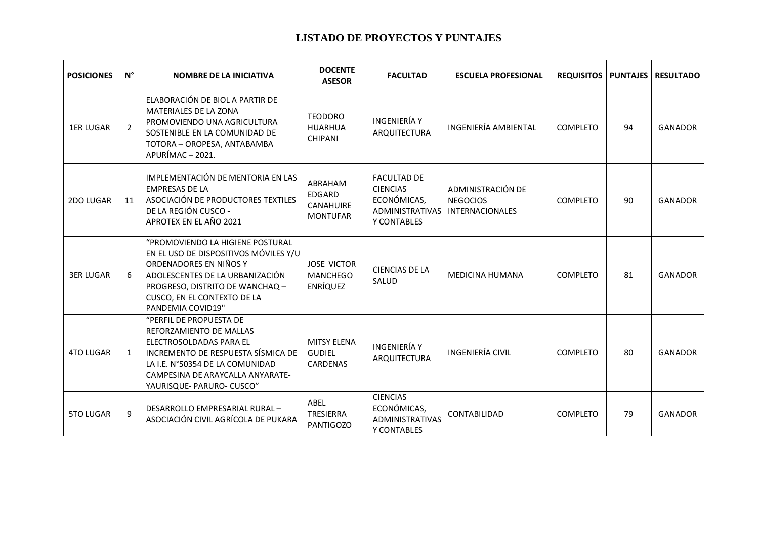## LISTADO DE PROYECTOS Y PUNTAJES

| POSICIONES | N° | NOMBRE DE LA INICIATIVA | DOCENTE ASESOR | FACULTAD | ESCUELA PROFESIONAL | REQUISITOS | PUNTAJES | RESULTADO |
|---|---|---|---|---|---|---|---|---|
| 1ER LUGAR | 2 | ELABORACIÓN DE BIOL A PARTIR DE MATERIALES DE LA ZONA PROMOVIENDO UNA AGRICULTURA SOSTENIBLE EN LA COMUNIDAD DE TOTORA – OROPESA, ANTABAMBA APURÍMAC – 2021. | TEODORO HUARHUA CHIPANI | INGENIERÍA Y ARQUITECTURA | INGENIERÍA AMBIENTAL | COMPLETO | 94 | GANADOR |
| 2DO LUGAR | 11 | IMPLEMENTACIÓN DE MENTORIA EN LAS EMPRESAS DE LA ASOCIACIÓN DE PRODUCTORES TEXTILES DE LA REGIÓN CUSCO - APROTEX EN EL AÑO 2021 | ABRAHAM EDGARD CANAHUIRE MONTUFAR | FACULTAD DE CIENCIAS ECONÓMICAS, ADMINISTRATIVAS Y CONTABLES | ADMINISTRACIÓN DE NEGOCIOS INTERNACIONALES | COMPLETO | 90 | GANADOR |
| 3ER LUGAR | 6 | "PROMOVIENDO LA HIGIENE POSTURAL EN EL USO DE DISPOSITIVOS MÓVILES Y/U ORDENADORES EN NIÑOS Y ADOLESCENTES DE LA URBANIZACIÓN PROGRESO, DISTRITO DE WANCHAQ – CUSCO, EN EL CONTEXTO DE LA PANDEMIA COVID19" | JOSE VICTOR MANCHEGO ENRÍQUEZ | CIENCIAS DE LA SALUD | MEDICINA HUMANA | COMPLETO | 81 | GANADOR |
| 4TO LUGAR | 1 | "PERFIL DE PROPUESTA DE REFORZAMIENTO DE MALLAS ELECTROSOLDADAS PARA EL INCREMENTO DE RESPUESTA SÍSMICA DE LA I.E. N°50354 DE LA COMUNIDAD CAMPESINA DE ARAYCALLA ANYARATE-YAURISQUE- PARURO- CUSCO" | MITSY ELENA GUDIEL CARDENAS | INGENIERÍA Y ARQUITECTURA | INGENIERÍA CIVIL | COMPLETO | 80 | GANADOR |
| 5TO LUGAR | 9 | DESARROLLO EMPRESARIAL RURAL – ASOCIACIÓN CIVIL AGRÍCOLA DE PUKARA | ABEL TRESIERRA PANTIGOZO | CIENCIAS ECONÓMICAS, ADMINISTRATIVAS Y CONTABLES | CONTABILIDAD | COMPLETO | 79 | GANADOR |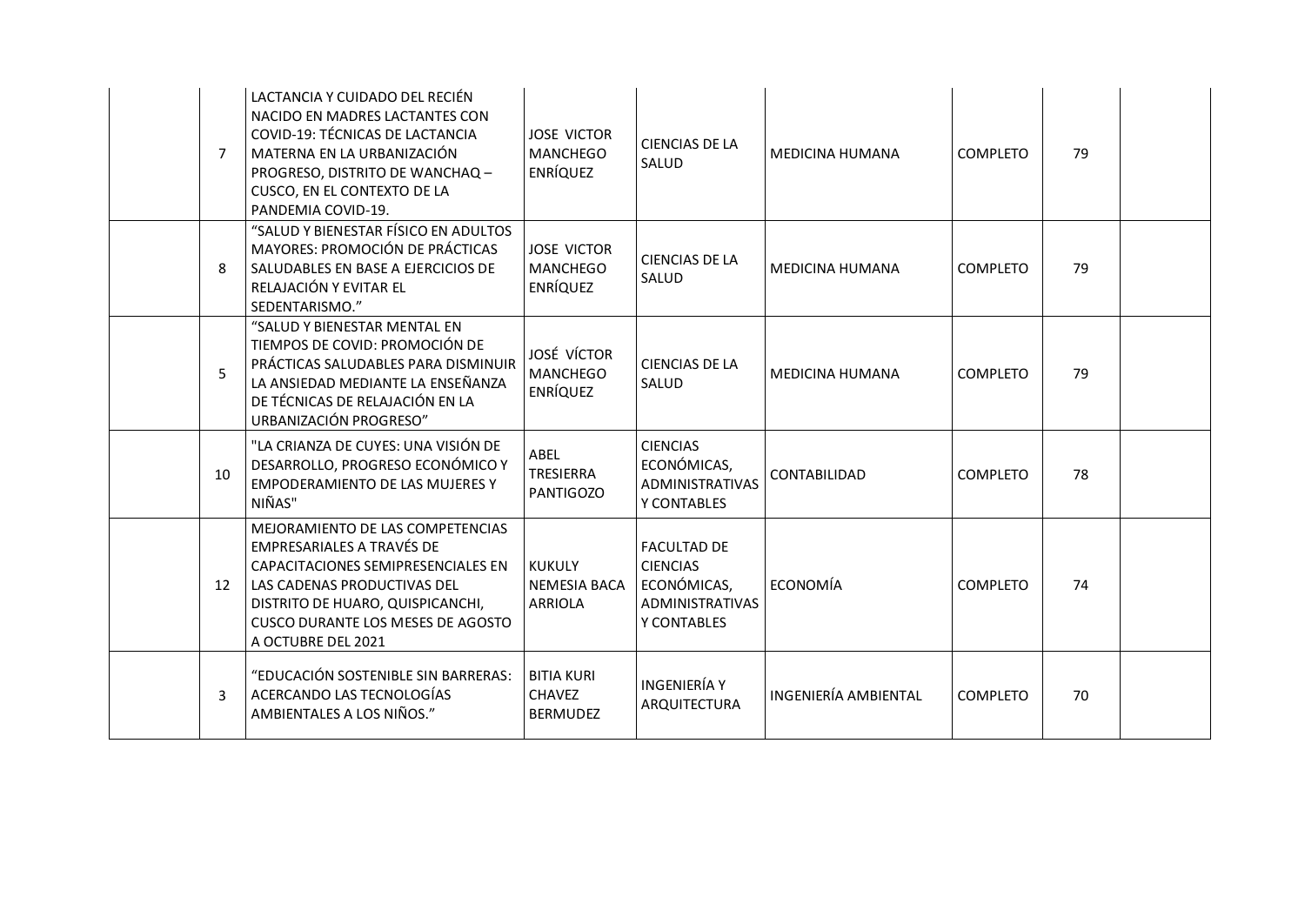| | | | | | | | | |
|---|---|---|---|---|---|---|---|---|
| | 7 | LACTANCIA Y CUIDADO DEL RECIÉN NACIDO EN MADRES LACTANTES CON COVID-19: TÉCNICAS DE LACTANCIA MATERNA EN LA URBANIZACIÓN PROGRESO, DISTRITO DE WANCHAQ – CUSCO, EN EL CONTEXTO DE LA PANDEMIA COVID-19. | JOSE VICTOR MANCHEGO ENRÍQUEZ | CIENCIAS DE LA SALUD | MEDICINA HUMANA | COMPLETO | 79 | |
| | 8 | "SALUD Y BIENESTAR FÍSICO EN ADULTOS MAYORES: PROMOCIÓN DE PRÁCTICAS SALUDABLES EN BASE A EJERCICIOS DE RELAJACIÓN Y EVITAR EL SEDENTARISMO." | JOSE VICTOR MANCHEGO ENRÍQUEZ | CIENCIAS DE LA SALUD | MEDICINA HUMANA | COMPLETO | 79 | |
| | 5 | "SALUD Y BIENESTAR MENTAL EN TIEMPOS DE COVID: PROMOCIÓN DE PRÁCTICAS SALUDABLES PARA DISMINUIR LA ANSIEDAD MEDIANTE LA ENSEÑANZA DE TÉCNICAS DE RELAJACIÓN EN LA URBANIZACIÓN PROGRESO" | JOSÉ VÍCTOR MANCHEGO ENRÍQUEZ | CIENCIAS DE LA SALUD | MEDICINA HUMANA | COMPLETO | 79 | |
| | 10 | "LA CRIANZA DE CUYES: UNA VISIÓN DE DESARROLLO, PROGRESO ECONÓMICO Y EMPODERAMIENTO DE LAS MUJERES Y NIÑAS" | ABEL TRESIERRA PANTIGOZO | CIENCIAS ECONÓMICAS, ADMINISTRATIVAS Y CONTABLES | CONTABILIDAD | COMPLETO | 78 | |
| | 12 | MEJORAMIENTO DE LAS COMPETENCIAS EMPRESARIALES A TRAVÉS DE CAPACITACIONES SEMIPRESENCIALES EN LAS CADENAS PRODUCTIVAS DEL DISTRITO DE HUARO, QUISPICANCHI, CUSCO DURANTE LOS MESES DE AGOSTO A OCTUBRE DEL 2021 | KUKULY NEMESIA BACA ARRIOLA | FACULTAD DE CIENCIAS ECONÓMICAS, ADMINISTRATIVAS Y CONTABLES | ECONOMÍA | COMPLETO | 74 | |
| | 3 | "EDUCACIÓN SOSTENIBLE SIN BARRERAS: ACERCANDO LAS TECNOLOGÍAS AMBIENTALES A LOS NIÑOS." | BITIA KURI CHAVEZ BERMUDEZ | INGENIERÍA Y ARQUITECTURA | INGENIERÍA AMBIENTAL | COMPLETO | 70 | |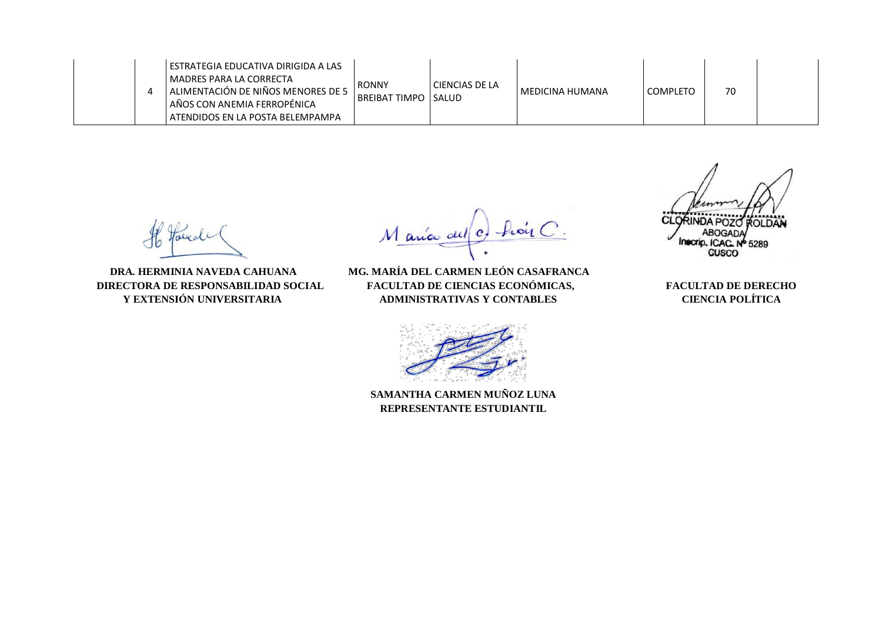| | | | | | | | | |
|---|---|---|---|---|---|---|---|---|
| | 4 | ESTRATEGIA EDUCATIVA DIRIGIDA A LAS MADRES PARA LA CORRECTA ALIMENTACIÓN DE NIÑOS MENORES DE 5 AÑOS CON ANEMIA FERROPÉNICA ATENDIDOS EN LA POSTA BELEMPAMPA | RONNY BREIBAT TIMPO | CIENCIAS DE LA SALUD | MEDICINA HUMANA | COMPLETO | 70 | |

**DRA. HERMINIA NAVEDA CAHUANA**
**DIRECTORA DE RESPONSABILIDAD SOCIAL Y EXTENSIÓN UNIVERSITARIA**

**MG. MARÍA DEL CARMEN LEÓN CASAFRANCA**
**FACULTAD DE CIENCIAS ECONÓMICAS, ADMINISTRATIVAS Y CONTABLES**

CLORINDA POZO ROLDAN
ABOGADA
Inscrip. ICAC. Nº 5289
CUSCO

**FACULTAD DE DERECHO CIENCIA POLÍTICA**

**SAMANTHA CARMEN MUÑOZ LUNA**
**REPRESENTANTE ESTUDIANTIL**